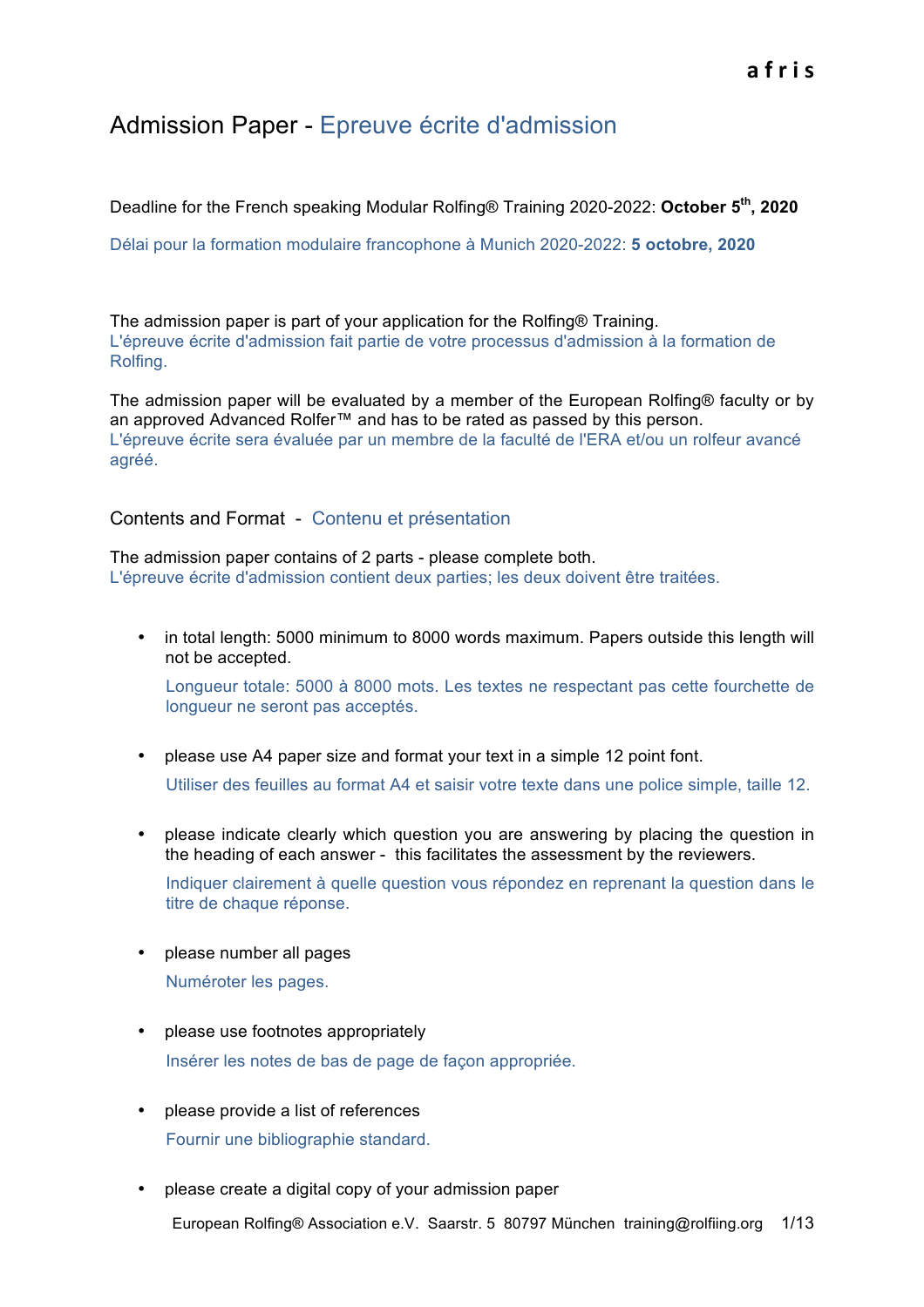afris

# Admission Paper - Epreuve écrite d'admission

Deadline for the French speaking Modular Rolfing® Training 2020-2022: **October 5th, 2020**

Délai pour la formation modulaire francophone à Munich 2020-2022: **5 octobre, 2020**

The admission paper is part of your application for the Rolfing® Training.
L'épreuve écrite d'admission fait partie de votre processus d'admission à la formation de Rolfing.

The admission paper will be evaluated by a member of the European Rolfing® faculty or by an approved Advanced Rolfer™ and has to be rated as passed by this person.
L'épreuve écrite sera évaluée par un membre de la faculté de l'ERA et/ou un rolfeur avancé agréé.

## Contents and Format - Contenu et présentation

The admission paper contains of 2 parts - please complete both.
L'épreuve écrite d'admission contient deux parties; les deux doivent être traitées.

- in total length: 5000 minimum to 8000 words maximum. Papers outside this length will not be accepted.

  Longueur totale: 5000 à 8000 mots. Les textes ne respectant pas cette fourchette de longueur ne seront pas acceptés.

- please use A4 paper size and format your text in a simple 12 point font.

  Utiliser des feuilles au format A4 et saisir votre texte dans une police simple, taille 12.

- please indicate clearly which question you are answering by placing the question in the heading of each answer - this facilitates the assessment by the reviewers.

  Indiquer clairement à quelle question vous répondez en reprenant la question dans le titre de chaque réponse.

- please number all pages

  Numéroter les pages.

- please use footnotes appropriately

  Insérer les notes de bas de page de façon appropriée.

- please provide a list of references

  Fournir une bibliographie standard.

- please create a digital copy of your admission paper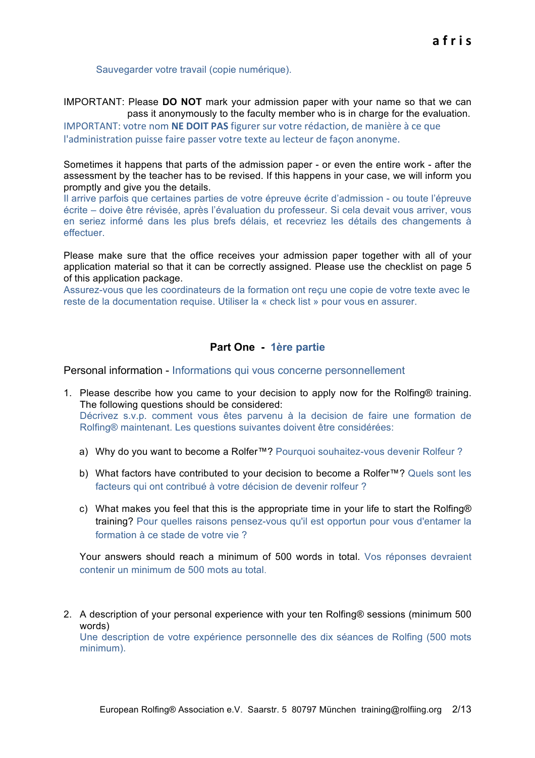Sauvegarder votre travail (copie numérique).

IMPORTANT: Please **DO NOT** mark your admission paper with your name so that we can pass it anonymously to the faculty member who is in charge for the evaluation.
IMPORTANT: votre nom **NE DOIT PAS** figurer sur votre rédaction, de manière à ce que l'administration puisse faire passer votre texte au lecteur de façon anonyme.

Sometimes it happens that parts of the admission paper - or even the entire work - after the assessment by the teacher has to be revised. If this happens in your case, we will inform you promptly and give you the details.
Il arrive parfois que certaines parties de votre épreuve écrite d'admission - ou toute l'épreuve écrite – doive être révisée, après l'évaluation du professeur. Si cela devait vous arriver, vous en seriez informé dans les plus brefs délais, et recevriez les détails des changements à effectuer.

Please make sure that the office receives your admission paper together with all of your application material so that it can be correctly assigned. Please use the checklist on page 5 of this application package.
Assurez-vous que les coordinateurs de la formation ont reçu une copie de votre texte avec le reste de la documentation requise. Utiliser la « check list » pour vous en assurer.

## Part One - 1ère partie

### Personal information - Informations qui vous concerne personnellement

1. Please describe how you came to your decision to apply now for the Rolfing® training. The following questions should be considered:
   Décrivez s.v.p. comment vous êtes parvenu à la decision de faire une formation de Rolfing® maintenant. Les questions suivantes doivent être considérées:

   a) Why do you want to become a Rolfer™? Pourquoi souhaitez-vous devenir Rolfeur ?

   b) What factors have contributed to your decision to become a Rolfer™? Quels sont les facteurs qui ont contribué à votre décision de devenir rolfeur ?

   c) What makes you feel that this is the appropriate time in your life to start the Rolfing® training? Pour quelles raisons pensez-vous qu'il est opportun pour vous d'entamer la formation à ce stade de votre vie ?

   Your answers should reach a minimum of 500 words in total. Vos réponses devraient contenir un minimum de 500 mots au total.

2. A description of your personal experience with your ten Rolfing® sessions (minimum 500 words)
   Une description de votre expérience personnelle des dix séances de Rolfing (500 mots minimum).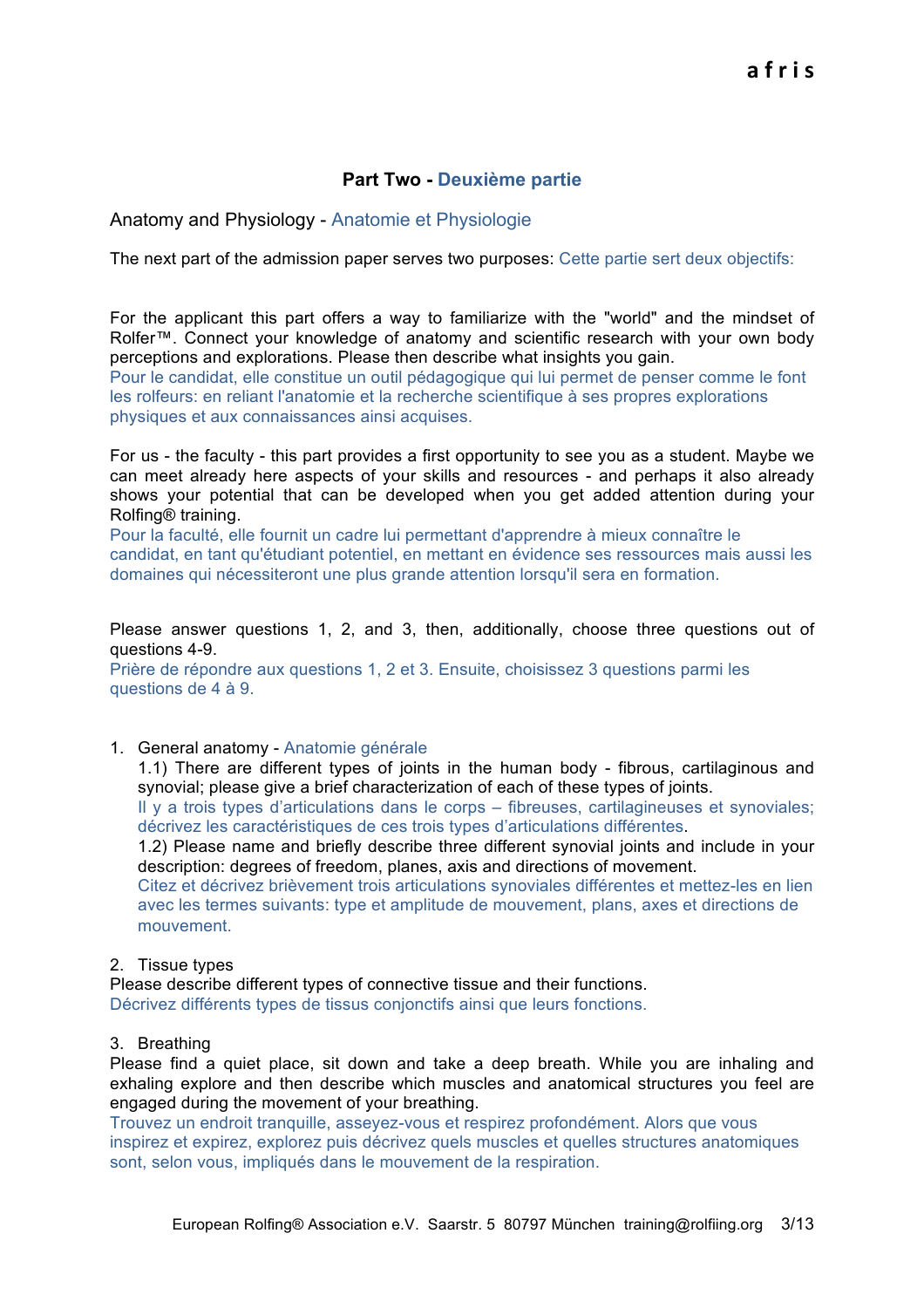## Part Two - Deuxième partie

### Anatomy and Physiology - Anatomie et Physiologie

The next part of the admission paper serves two purposes: Cette partie sert deux objectifs:

For the applicant this part offers a way to familiarize with the "world" and the mindset of Rolfer™. Connect your knowledge of anatomy and scientific research with your own body perceptions and explorations. Please then describe what insights you gain.
Pour le candidat, elle constitue un outil pédagogique qui lui permet de penser comme le font les rolfeurs: en reliant l'anatomie et la recherche scientifique à ses propres explorations physiques et aux connaissances ainsi acquises.

For us - the faculty - this part provides a first opportunity to see you as a student. Maybe we can meet already here aspects of your skills and resources - and perhaps it also already shows your potential that can be developed when you get added attention during your Rolfing® training.
Pour la faculté, elle fournit un cadre lui permettant d'apprendre à mieux connaître le candidat, en tant qu'étudiant potentiel, en mettant en évidence ses ressources mais aussi les domaines qui nécessiteront une plus grande attention lorsqu'il sera en formation.

Please answer questions 1, 2, and 3, then, additionally, choose three questions out of questions 4-9.
Prière de répondre aux questions 1, 2 et 3. Ensuite, choisissez 3 questions parmi les questions de 4 à 9.

1. General anatomy - Anatomie générale
   1.1) There are different types of joints in the human body - fibrous, cartilaginous and synovial; please give a brief characterization of each of these types of joints.
   Il y a trois types d'articulations dans le corps – fibreuses, cartilagineuses et synoviales; décrivez les caractéristiques de ces trois types d'articulations différentes.
   1.2) Please name and briefly describe three different synovial joints and include in your description: degrees of freedom, planes, axis and directions of movement.
   Citez et décrivez brièvement trois articulations synoviales différentes et mettez-les en lien avec les termes suivants: type et amplitude de mouvement, plans, axes et directions de mouvement.

2. Tissue types
Please describe different types of connective tissue and their functions.
Décrivez différents types de tissus conjonctifs ainsi que leurs fonctions.

3. Breathing
Please find a quiet place, sit down and take a deep breath. While you are inhaling and exhaling explore and then describe which muscles and anatomical structures you feel are engaged during the movement of your breathing.
Trouvez un endroit tranquille, asseyez-vous et respirez profondément. Alors que vous inspirez et expirez, explorez puis décrivez quels muscles et quelles structures anatomiques sont, selon vous, impliqués dans le mouvement de la respiration.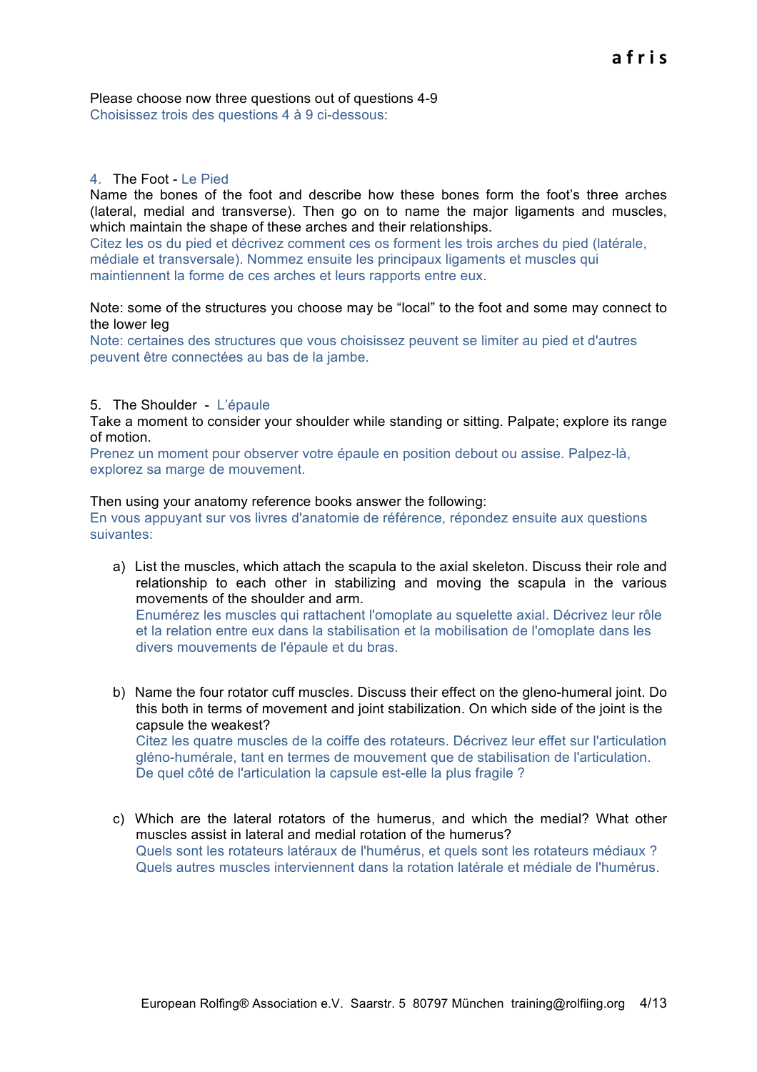Please choose now three questions out of questions 4-9
Choisissez trois des questions 4 à 9 ci-dessous:

4. The Foot - Le Pied

Name the bones of the foot and describe how these bones form the foot's three arches (lateral, medial and transverse). Then go on to name the major ligaments and muscles, which maintain the shape of these arches and their relationships.
Citez les os du pied et décrivez comment ces os forment les trois arches du pied (latérale, médiale et transversale). Nommez ensuite les principaux ligaments et muscles qui maintiennent la forme de ces arches et leurs rapports entre eux.

Note: some of the structures you choose may be "local" to the foot and some may connect to the lower leg
Note: certaines des structures que vous choisissez peuvent se limiter au pied et d'autres peuvent être connectées au bas de la jambe.

5. The Shoulder - L'épaule

Take a moment to consider your shoulder while standing or sitting. Palpate; explore its range of motion.
Prenez un moment pour observer votre épaule en position debout ou assise. Palpez-là, explorez sa marge de mouvement.

Then using your anatomy reference books answer the following:
En vous appuyant sur vos livres d'anatomie de référence, répondez ensuite aux questions suivantes:

a) List the muscles, which attach the scapula to the axial skeleton. Discuss their role and relationship to each other in stabilizing and moving the scapula in the various movements of the shoulder and arm.
Enumérez les muscles qui rattachent l'omoplate au squelette axial. Décrivez leur rôle et la relation entre eux dans la stabilisation et la mobilisation de l'omoplate dans les divers mouvements de l'épaule et du bras.

b) Name the four rotator cuff muscles. Discuss their effect on the gleno-humeral joint. Do this both in terms of movement and joint stabilization. On which side of the joint is the capsule the weakest?
Citez les quatre muscles de la coiffe des rotateurs. Décrivez leur effet sur l'articulation gléno-humérale, tant en termes de mouvement que de stabilisation de l'articulation. De quel côté de l'articulation la capsule est-elle la plus fragile ?

c) Which are the lateral rotators of the humerus, and which the medial? What other muscles assist in lateral and medial rotation of the humerus?
Quels sont les rotateurs latéraux de l'humérus, et quels sont les rotateurs médiaux ? Quels autres muscles interviennent dans la rotation latérale et médiale de l'humérus.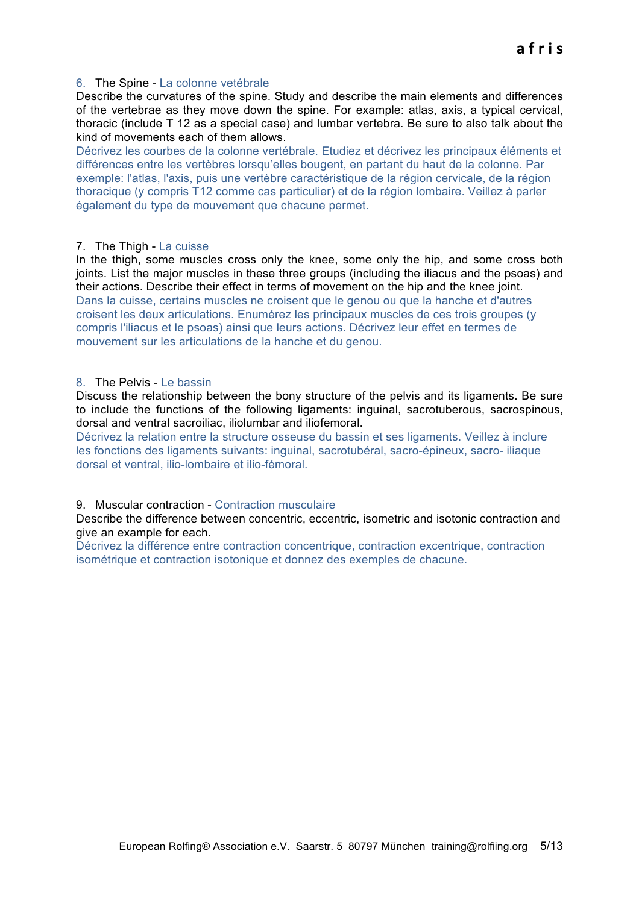6. The Spine - La colonne vetébrale

Describe the curvatures of the spine. Study and describe the main elements and differences of the vertebrae as they move down the spine. For example: atlas, axis, a typical cervical, thoracic (include T 12 as a special case) and lumbar vertebra. Be sure to also talk about the kind of movements each of them allows.

Décrivez les courbes de la colonne vertébrale. Etudiez et décrivez les principaux éléments et différences entre les vertèbres lorsqu'elles bougent, en partant du haut de la colonne. Par exemple: l'atlas, l'axis, puis une vertèbre caractéristique de la région cervicale, de la région thoracique (y compris T12 comme cas particulier) et de la région lombaire. Veillez à parler également du type de mouvement que chacune permet.

7. The Thigh - La cuisse

In the thigh, some muscles cross only the knee, some only the hip, and some cross both joints. List the major muscles in these three groups (including the iliacus and the psoas) and their actions. Describe their effect in terms of movement on the hip and the knee joint.

Dans la cuisse, certains muscles ne croisent que le genou ou que la hanche et d'autres croisent les deux articulations. Enumérez les principaux muscles de ces trois groupes (y compris l'iliacus et le psoas) ainsi que leurs actions. Décrivez leur effet en termes de mouvement sur les articulations de la hanche et du genou.

8. The Pelvis - Le bassin

Discuss the relationship between the bony structure of the pelvis and its ligaments. Be sure to include the functions of the following ligaments: inguinal, sacrotuberous, sacrospinous, dorsal and ventral sacroiliac, iliolumbar and iliofemoral.

Décrivez la relation entre la structure osseuse du bassin et ses ligaments. Veillez à inclure les fonctions des ligaments suivants: inguinal, sacrotubéral, sacro-épineux, sacro- iliaque dorsal et ventral, ilio-lombaire et ilio-fémoral.

9. Muscular contraction - Contraction musculaire

Describe the difference between concentric, eccentric, isometric and isotonic contraction and give an example for each.

Décrivez la différence entre contraction concentrique, contraction excentrique, contraction isométrique et contraction isotonique et donnez des exemples de chacune.